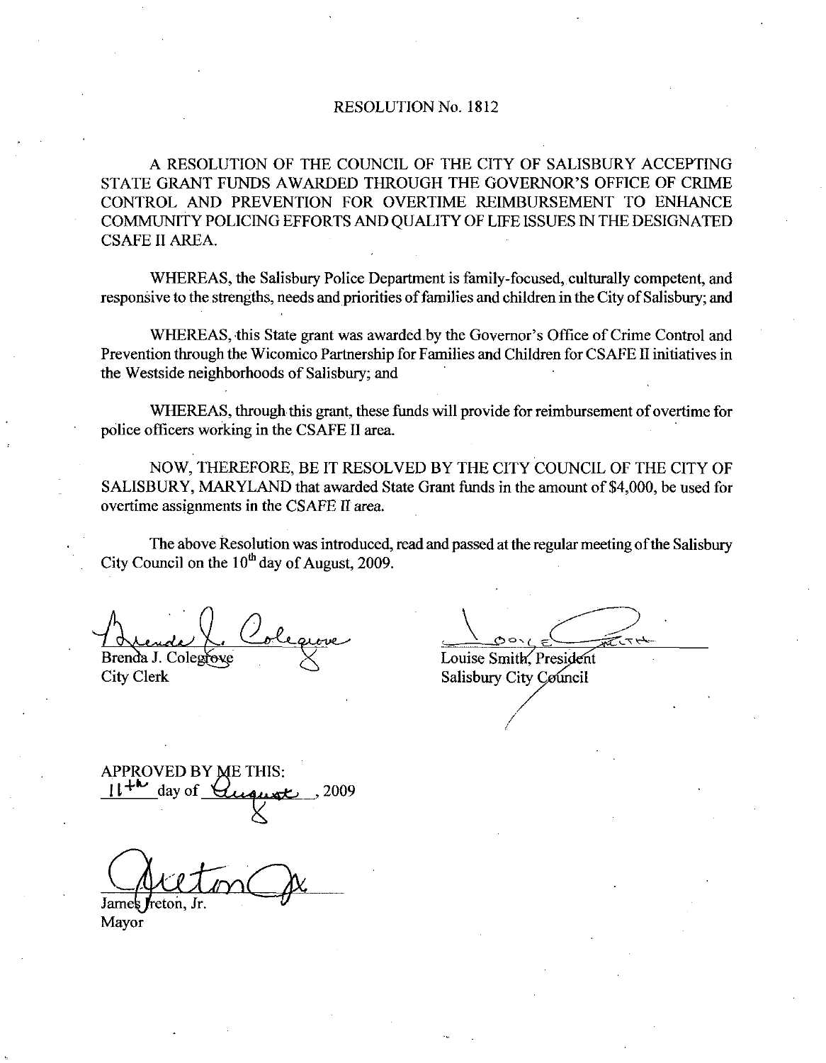# RESOLUTION No. 1812

A RESOLUTION OF THE COUNCIL OF THE CITY OF SALISBURY ACCEPTING STATE GRANT FUNDS AWARDED THROUGH THE GOVERNOR'S OFFICE OF CRIME CONTROL AND PREVENTION FOR OVERTIME REIMBURSEMENT TO ENHANCE COMMUNITY POLICING EFFORTS AND QUALITY OF LIFE ISSUES IN THE DESIGNATED CSAFE II AREA.

WHEREAS, the Salisbury Police Department is family-focused, culturally competent, and responsive to the strengths, needs and priorities of families and children in the City of Salisbury; and

WHEREAS, this State grant was awarded by the Governor's Office of Crime Control and Prevention through the Wicomico Partnership for Families and Children for CSAFE II initiatives in the Westside neighborhoods of Salisbury; and

WHEREAS, through this grant, these funds will provide for reimbursement of overtime for police officers working in the CSAFE II area.

NOW, THEREFORE, BE IT RESOLVED BY THE CITY COUNCIL OF THE CITY OF SALISBURY, MARYLAND that awarded State Grant funds in the amount of $4,000, be used for overtime assignments in the CSAFE II area.

The above Resolution was introduced, read and passed at the regular meeting of the Salisbury City Council on the 10th day of August, 2009.

Brenda J. Colegrove
City Clerk

Louise Smith, President
Salisbury City Council

APPROVED BY ME THIS:
11th day of August, 2009

James Ireton, Jr.
Mayor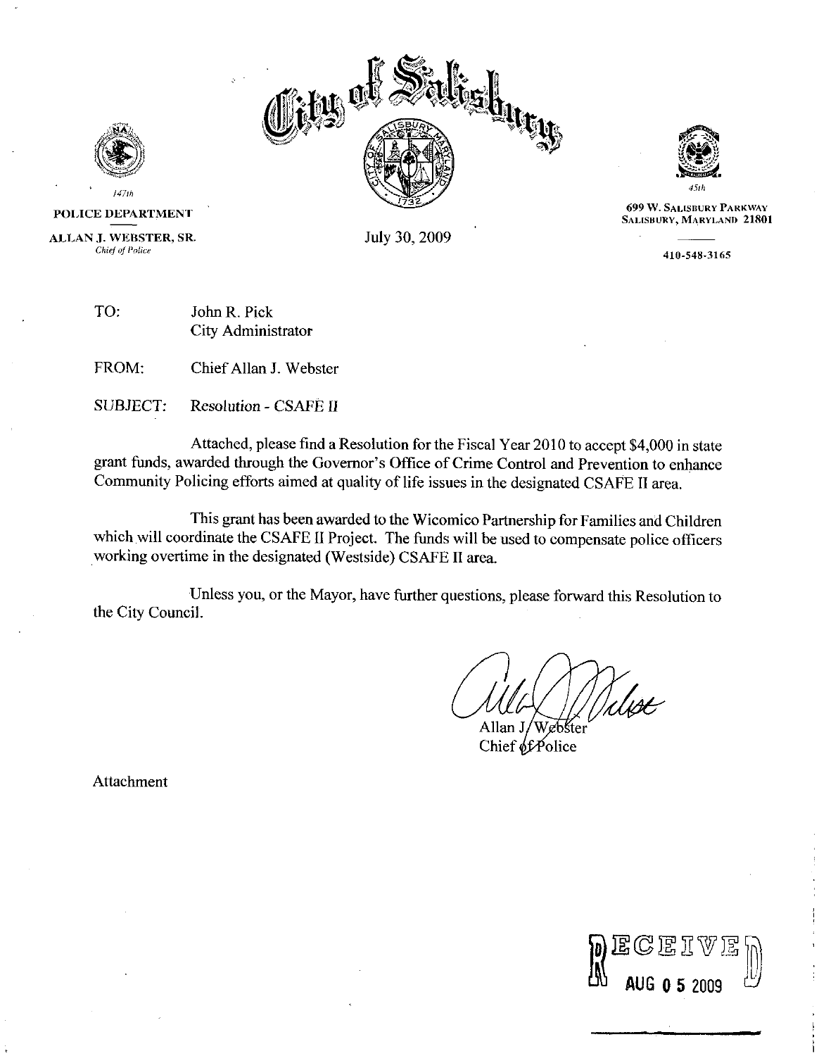# City of Salisbury

147th

**POLICE DEPARTMENT**

**ALLAN J. WEBSTER, SR.**
*Chief of Police*

July 30, 2009

45th

**699 W. SALISBURY PARKWAY**
**SALISBURY, MARYLAND 21801**

**410-548-3165**

TO: John R. Pick
City Administrator

FROM: Chief Allan J. Webster

SUBJECT: Resolution - CSAFE II

Attached, please find a Resolution for the Fiscal Year 2010 to accept $4,000 in state grant funds, awarded through the Governor's Office of Crime Control and Prevention to enhance Community Policing efforts aimed at quality of life issues in the designated CSAFE II area.

This grant has been awarded to the Wicomico Partnership for Families and Children which will coordinate the CSAFE II Project. The funds will be used to compensate police officers working overtime in the designated (Westside) CSAFE II area.

Unless you, or the Mayor, have further questions, please forward this Resolution to the City Council.

Allan J. Webster
Chief of Police

Attachment

RECEIVED
AUG 0 5 2009